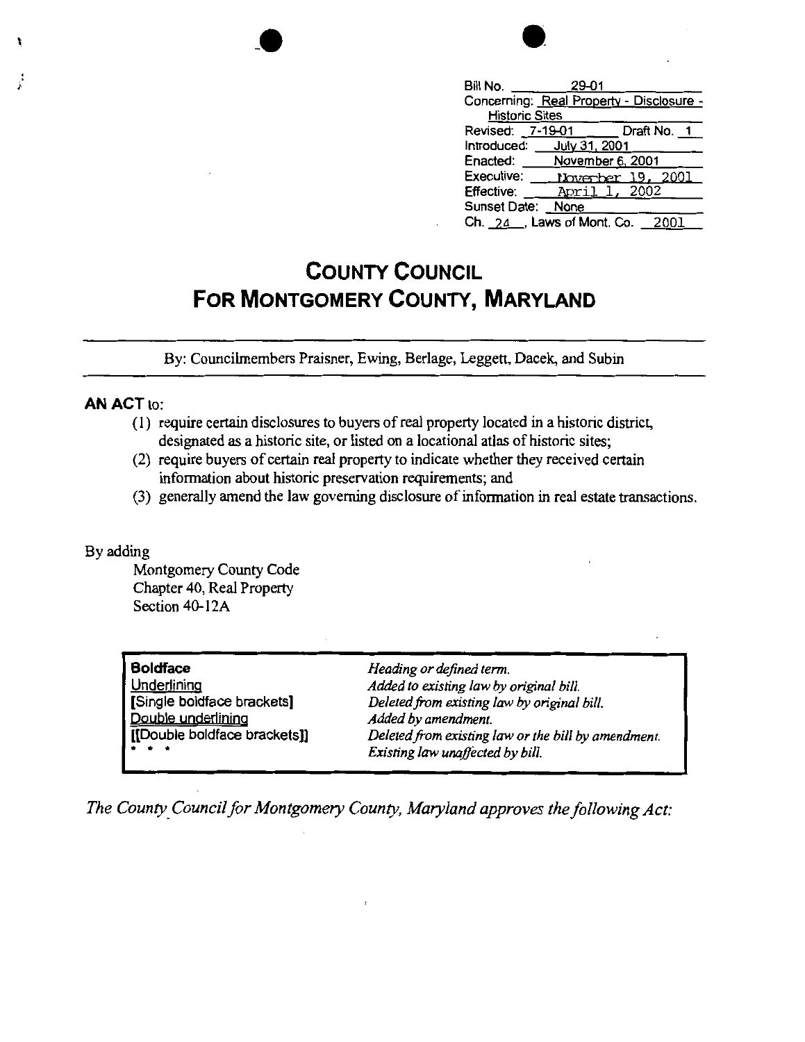| | |
|---|---|
| Bill No. | 29-01 |
| Concerning: | Real Property - Disclosure - Historic Sites |
| Revised: | 7-19-01 Draft No. 1 |
| Introduced: | July 31, 2001 |
| Enacted: | November 6, 2001 |
| Executive: | November 19, 2001 |
| Effective: | April 1, 2002 |
| Sunset Date: | None |
| Ch. 24, Laws of Mont. Co. | 2001 |

# COUNTY COUNCIL FOR MONTGOMERY COUNTY, MARYLAND

By: Councilmembers Praisner, Ewing, Berlage, Leggett, Dacek, and Subin

**AN ACT** to:

(1) require certain disclosures to buyers of real property located in a historic district, designated as a historic site, or listed on a locational atlas of historic sites;

(2) require buyers of certain real property to indicate whether they received certain information about historic preservation requirements; and

(3) generally amend the law governing disclosure of information in real estate transactions.

By adding

Montgomery County Code
Chapter 40, Real Property
Section 40-12A

| | |
|---|---|
| **Boldface** | *Heading or defined term.* |
| Underlining | *Added to existing law by original bill.* |
| [Single boldface brackets] | *Deleted from existing law by original bill.* |
| Double underlining | *Added by amendment.* |
| [[Double boldface brackets]] | *Deleted from existing law or the bill by amendment.* |
| * * * | *Existing law unaffected by bill.* |

*The County Council for Montgomery County, Maryland approves the following Act:*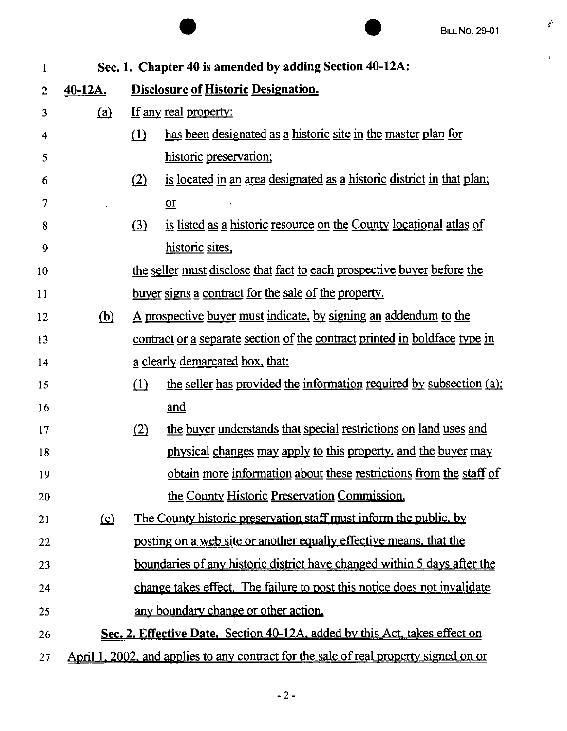**Sec. 1. Chapter 40 is amended by adding Section 40-12A:**

**40-12A. Disclosure of Historic Designation.**

(a) If any real property:

(1) has been designated as a historic site in the master plan for historic preservation;

(2) is located in an area designated as a historic district in that plan; or

(3) is listed as a historic resource on the County locational atlas of historic sites,

the seller must disclose that fact to each prospective buyer before the buyer signs a contract for the sale of the property.

(b) A prospective buyer must indicate, by signing an addendum to the contract or a separate section of the contract printed in boldface type in a clearly demarcated box, that:

(1) the seller has provided the information required by subsection (a); and

(2) the buyer understands that special restrictions on land uses and physical changes may apply to this property, and the buyer may obtain more information about these restrictions from the staff of the County Historic Preservation Commission.

(c) The County historic preservation staff must inform the public, by posting on a web site or another equally effective means, that the boundaries of any historic district have changed within 5 days after the change takes effect. The failure to post this notice does not invalidate any boundary change or other action.

**Sec. 2. Effective Date.** Section 40-12A, added by this Act, takes effect on April 1, 2002, and applies to any contract for the sale of real property signed on or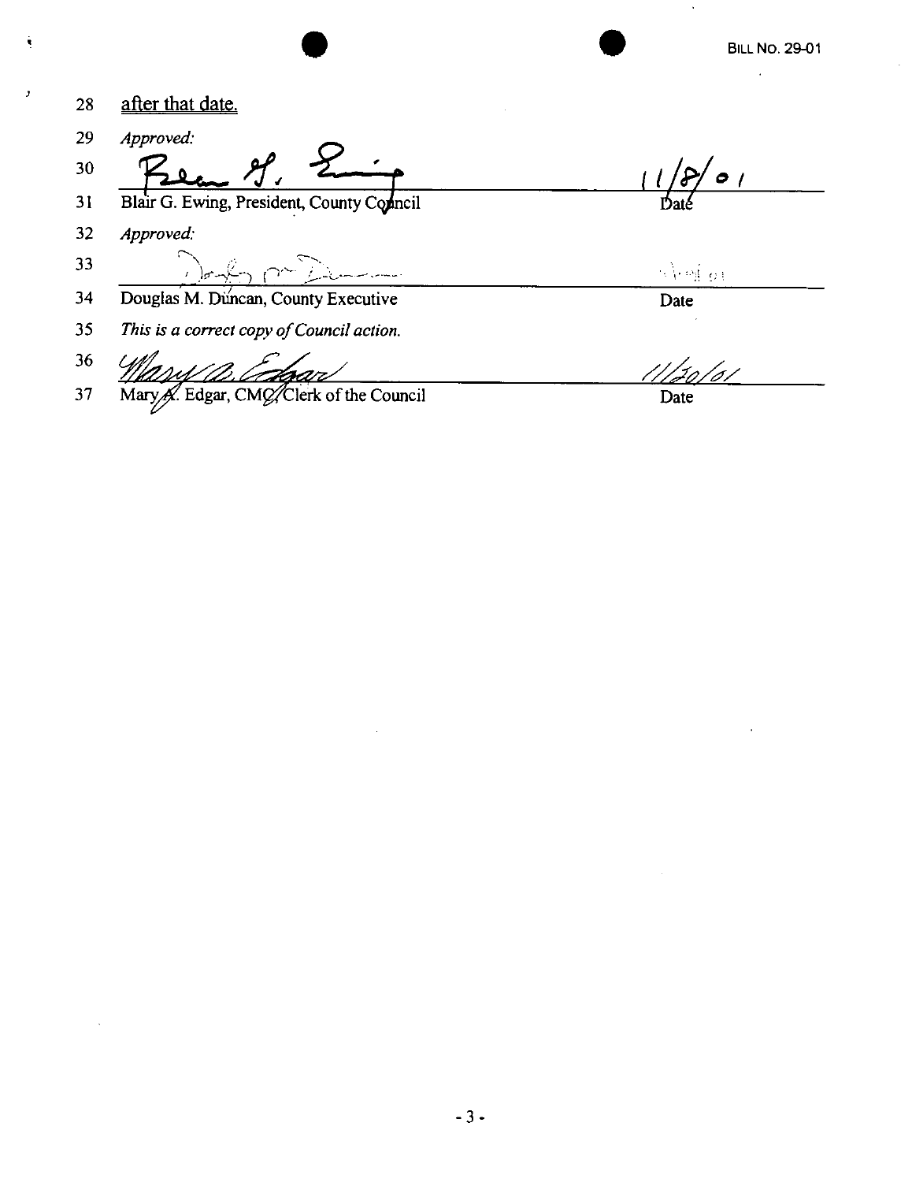28 after that date.

29 *Approved:*

30 &nbsp;&nbsp;&nbsp;&nbsp;&nbsp;&nbsp;&nbsp;&nbsp;&nbsp;&nbsp;&nbsp;&nbsp;&nbsp;&nbsp;&nbsp;&nbsp;&nbsp;&nbsp;&nbsp;&nbsp;&nbsp;&nbsp;&nbsp;&nbsp;&nbsp;&nbsp;&nbsp;&nbsp;&nbsp;&nbsp;&nbsp;&nbsp;&nbsp;&nbsp;&nbsp;&nbsp;&nbsp;&nbsp;&nbsp;&nbsp;&nbsp;&nbsp;&nbsp;&nbsp;&nbsp;&nbsp;&nbsp;&nbsp;&nbsp;&nbsp;&nbsp;&nbsp;&nbsp;&nbsp;&nbsp;&nbsp;&nbsp;&nbsp;&nbsp;&nbsp;&nbsp;&nbsp;&nbsp;&nbsp;&nbsp;&nbsp;&nbsp;&nbsp;&nbsp;&nbsp;&nbsp;&nbsp;&nbsp;&nbsp;&nbsp;&nbsp; 11/8/01

31 Blair G. Ewing, President, County Council &nbsp;&nbsp;&nbsp;&nbsp;&nbsp;&nbsp;&nbsp;&nbsp;&nbsp;&nbsp;&nbsp;&nbsp;&nbsp;&nbsp;&nbsp;&nbsp;&nbsp;&nbsp;&nbsp;&nbsp;&nbsp;&nbsp;&nbsp;&nbsp;&nbsp;&nbsp;&nbsp;&nbsp;&nbsp;&nbsp; Date

32 *Approved:*

33

34 Douglas M. Duncan, County Executive &nbsp;&nbsp;&nbsp;&nbsp;&nbsp;&nbsp;&nbsp;&nbsp;&nbsp;&nbsp;&nbsp;&nbsp;&nbsp;&nbsp;&nbsp;&nbsp;&nbsp;&nbsp;&nbsp;&nbsp;&nbsp;&nbsp;&nbsp;&nbsp;&nbsp;&nbsp;&nbsp;&nbsp;&nbsp;&nbsp;&nbsp;&nbsp;&nbsp;&nbsp; Date

35 *This is a correct copy of Council action.*

36 &nbsp;&nbsp;&nbsp;&nbsp;&nbsp;&nbsp;&nbsp;&nbsp;&nbsp;&nbsp;&nbsp;&nbsp;&nbsp;&nbsp;&nbsp;&nbsp;&nbsp;&nbsp;&nbsp;&nbsp;&nbsp;&nbsp;&nbsp;&nbsp;&nbsp;&nbsp;&nbsp;&nbsp;&nbsp;&nbsp;&nbsp;&nbsp;&nbsp;&nbsp;&nbsp;&nbsp;&nbsp;&nbsp;&nbsp;&nbsp;&nbsp;&nbsp;&nbsp;&nbsp;&nbsp;&nbsp;&nbsp;&nbsp;&nbsp;&nbsp;&nbsp;&nbsp;&nbsp;&nbsp;&nbsp;&nbsp;&nbsp;&nbsp;&nbsp;&nbsp;&nbsp;&nbsp;&nbsp;&nbsp;&nbsp;&nbsp;&nbsp;&nbsp;&nbsp;&nbsp;&nbsp;&nbsp;&nbsp;&nbsp;&nbsp;&nbsp; 11/20/01

37 Mary A. Edgar, CMC, Clerk of the Council &nbsp;&nbsp;&nbsp;&nbsp;&nbsp;&nbsp;&nbsp;&nbsp;&nbsp;&nbsp;&nbsp;&nbsp;&nbsp;&nbsp;&nbsp;&nbsp;&nbsp;&nbsp;&nbsp;&nbsp;&nbsp;&nbsp;&nbsp;&nbsp;&nbsp;&nbsp;&nbsp;&nbsp;&nbsp; Date